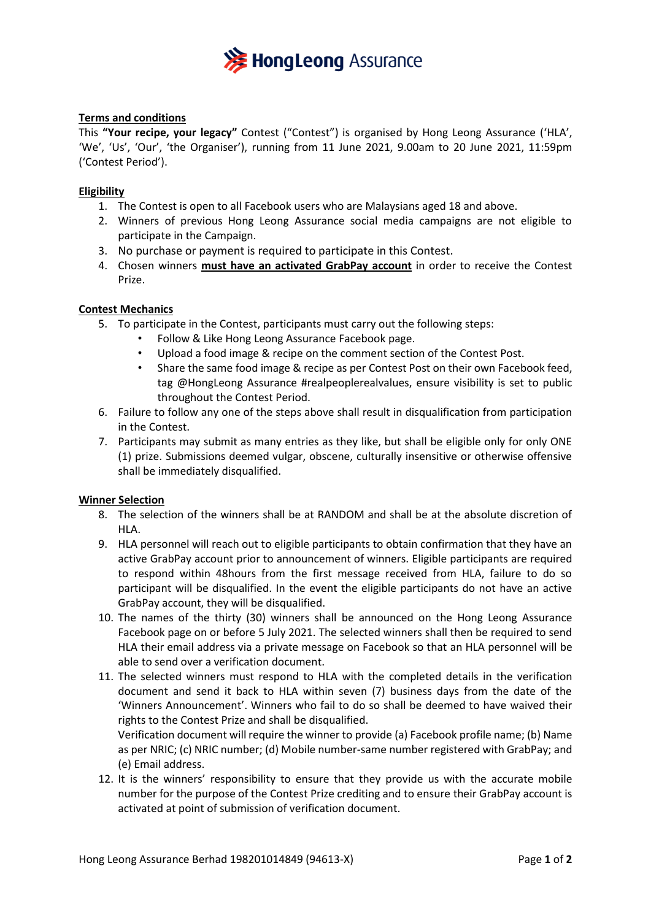# **HongLeong** Assurance

## Terms and conditions

This **"Your recipe, your legacy"** Contest ("Contest") is organised by Hong Leong Assurance ('HLA', 'We', 'Us', 'Our', 'the Organiser'), running from 11 June 2021, 9.00am to 20 June 2021, 11:59pm ('Contest Period').

## Eligibility

1. The Contest is open to all Facebook users who are Malaysians aged 18 and above.
2. Winners of previous Hong Leong Assurance social media campaigns are not eligible to participate in the Campaign.
3. No purchase or payment is required to participate in this Contest.
4. Chosen winners **must have an activated GrabPay account** in order to receive the Contest Prize.

## Contest Mechanics

5. To participate in the Contest, participants must carry out the following steps:
    - Follow & Like Hong Leong Assurance Facebook page.
    - Upload a food image & recipe on the comment section of the Contest Post.
    - Share the same food image & recipe as per Contest Post on their own Facebook feed, tag @HongLeong Assurance #realpeoplerealvalues, ensure visibility is set to public throughout the Contest Period.
6. Failure to follow any one of the steps above shall result in disqualification from participation in the Contest.
7. Participants may submit as many entries as they like, but shall be eligible only for only ONE (1) prize. Submissions deemed vulgar, obscene, culturally insensitive or otherwise offensive shall be immediately disqualified.

## Winner Selection

8. The selection of the winners shall be at RANDOM and shall be at the absolute discretion of HLA.
9. HLA personnel will reach out to eligible participants to obtain confirmation that they have an active GrabPay account prior to announcement of winners. Eligible participants are required to respond within 48hours from the first message received from HLA, failure to do so participant will be disqualified. In the event the eligible participants do not have an active GrabPay account, they will be disqualified.
10. The names of the thirty (30) winners shall be announced on the Hong Leong Assurance Facebook page on or before 5 July 2021. The selected winners shall then be required to send HLA their email address via a private message on Facebook so that an HLA personnel will be able to send over a verification document.
11. The selected winners must respond to HLA with the completed details in the verification document and send it back to HLA within seven (7) business days from the date of the 'Winners Announcement'. Winners who fail to do so shall be deemed to have waived their rights to the Contest Prize and shall be disqualified.
    Verification document will require the winner to provide (a) Facebook profile name; (b) Name as per NRIC; (c) NRIC number; (d) Mobile number-same number registered with GrabPay; and (e) Email address.
12. It is the winners' responsibility to ensure that they provide us with the accurate mobile number for the purpose of the Contest Prize crediting and to ensure their GrabPay account is activated at point of submission of verification document.

Hong Leong Assurance Berhad 198201014849 (94613-X)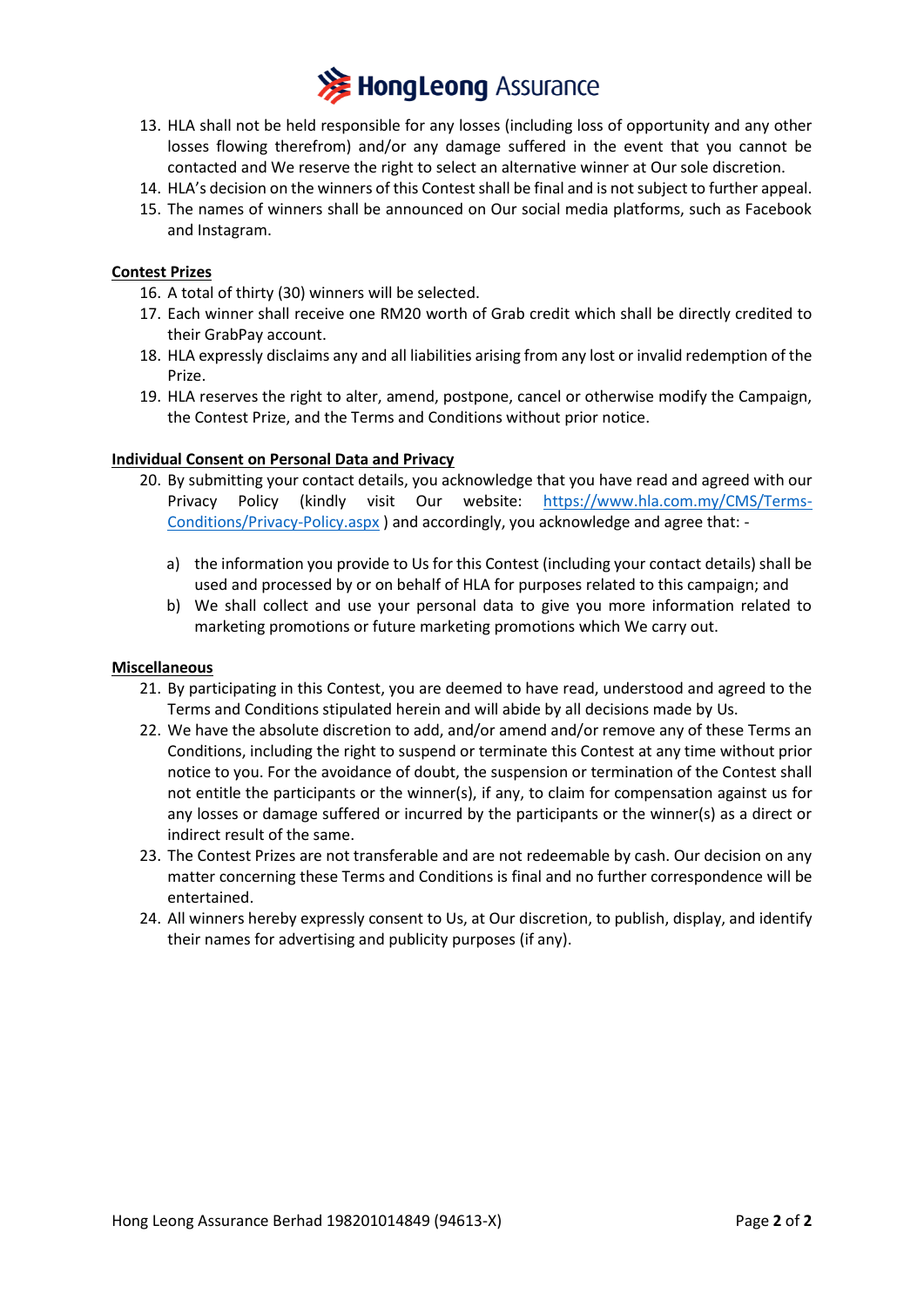13. HLA shall not be held responsible for any losses (including loss of opportunity and any other losses flowing therefrom) and/or any damage suffered in the event that you cannot be contacted and We reserve the right to select an alternative winner at Our sole discretion.
14. HLA's decision on the winners of this Contest shall be final and is not subject to further appeal.
15. The names of winners shall be announced on Our social media platforms, such as Facebook and Instagram.

**Contest Prizes**

16. A total of thirty (30) winners will be selected.
17. Each winner shall receive one RM20 worth of Grab credit which shall be directly credited to their GrabPay account.
18. HLA expressly disclaims any and all liabilities arising from any lost or invalid redemption of the Prize.
19. HLA reserves the right to alter, amend, postpone, cancel or otherwise modify the Campaign, the Contest Prize, and the Terms and Conditions without prior notice.

**Individual Consent on Personal Data and Privacy**

20. By submitting your contact details, you acknowledge that you have read and agreed with our Privacy Policy (kindly visit Our website: [https://www.hla.com.my/CMS/Terms-Conditions/Privacy-Policy.aspx](https://www.hla.com.my/CMS/Terms-Conditions/Privacy-Policy.aspx) ) and accordingly, you acknowledge and agree that: -

    a) the information you provide to Us for this Contest (including your contact details) shall be used and processed by or on behalf of HLA for purposes related to this campaign; and
    b) We shall collect and use your personal data to give you more information related to marketing promotions or future marketing promotions which We carry out.

**Miscellaneous**

21. By participating in this Contest, you are deemed to have read, understood and agreed to the Terms and Conditions stipulated herein and will abide by all decisions made by Us.
22. We have the absolute discretion to add, and/or amend and/or remove any of these Terms an Conditions, including the right to suspend or terminate this Contest at any time without prior notice to you. For the avoidance of doubt, the suspension or termination of the Contest shall not entitle the participants or the winner(s), if any, to claim for compensation against us for any losses or damage suffered or incurred by the participants or the winner(s) as a direct or indirect result of the same.
23. The Contest Prizes are not transferable and are not redeemable by cash. Our decision on any matter concerning these Terms and Conditions is final and no further correspondence will be entertained.
24. All winners hereby expressly consent to Us, at Our discretion, to publish, display, and identify their names for advertising and publicity purposes (if any).